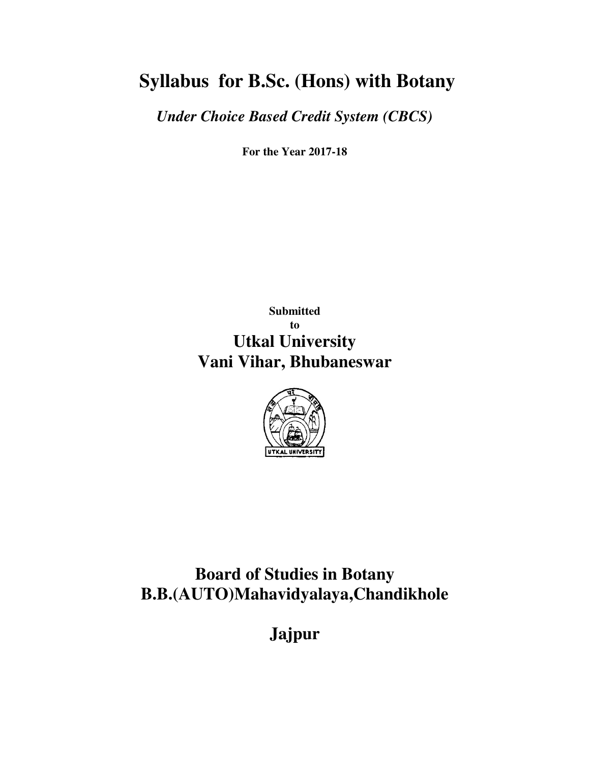# Syllabus for B.Sc. (Hons) with Botany

*Under Choice Based Credit System (CBCS)*

**For the Year 2017-18**

**Submitted**
**to**

## Utkal University
## Vani Vihar, Bhubaneswar

## Board of Studies in Botany
## B.B.(AUTO)Mahavidyalaya,Chandikhole

## Jajpur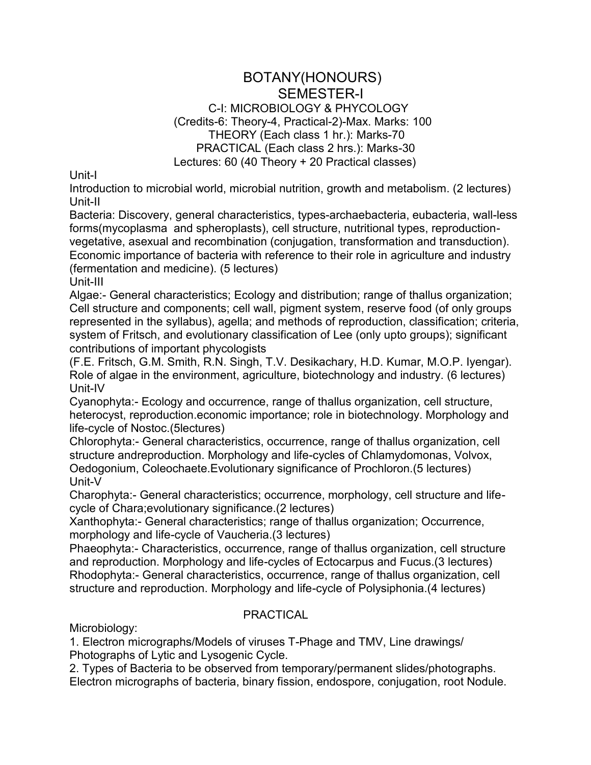# BOTANY(HONOURS)

## SEMESTER-I

### C-I: MICROBIOLOGY & PHYCOLOGY

(Credits-6: Theory-4, Practical-2)-Max. Marks: 100
THEORY (Each class 1 hr.): Marks-70
PRACTICAL (Each class 2 hrs.): Marks-30
Lectures: 60 (40 Theory + 20 Practical classes)

Unit-I
Introduction to microbial world, microbial nutrition, growth and metabolism. (2 lectures)

Unit-II
Bacteria: Discovery, general characteristics, types-archaebacteria, eubacteria, wall-less forms(mycoplasma and spheroplasts), cell structure, nutritional types, reproduction-vegetative, asexual and recombination (conjugation, transformation and transduction). Economic importance of bacteria with reference to their role in agriculture and industry (fermentation and medicine). (5 lectures)

Unit-III
Algae:- General characteristics; Ecology and distribution; range of thallus organization; Cell structure and components; cell wall, pigment system, reserve food (of only groups represented in the syllabus), agella; and methods of reproduction, classification; criteria, system of Fritsch, and evolutionary classification of Lee (only upto groups); significant contributions of important phycologists
(F.E. Fritsch, G.M. Smith, R.N. Singh, T.V. Desikachary, H.D. Kumar, M.O.P. Iyengar). Role of algae in the environment, agriculture, biotechnology and industry. (6 lectures)

Unit-IV
Cyanophyta:- Ecology and occurrence, range of thallus organization, cell structure, heterocyst, reproduction.economic importance; role in biotechnology. Morphology and life-cycle of Nostoc.(5lectures)
Chlorophyta:- General characteristics, occurrence, range of thallus organization, cell structure andreproduction. Morphology and life-cycles of Chlamydomonas, Volvox, Oedogonium, Coleochaete.Evolutionary significance of Prochloron.(5 lectures)

Unit-V
Charophyta:- General characteristics; occurrence, morphology, cell structure and life-cycle of Chara;evolutionary significance.(2 lectures)
Xanthophyta:- General characteristics; range of thallus organization; Occurrence, morphology and life-cycle of Vaucheria.(3 lectures)
Phaeophyta:- Characteristics, occurrence, range of thallus organization, cell structure and reproduction. Morphology and life-cycles of Ectocarpus and Fucus.(3 lectures)
Rhodophyta:- General characteristics, occurrence, range of thallus organization, cell structure and reproduction. Morphology and life-cycle of Polysiphonia.(4 lectures)

## PRACTICAL

Microbiology:

1. Electron micrographs/Models of viruses T-Phage and TMV, Line drawings/ Photographs of Lytic and Lysogenic Cycle.
2. Types of Bacteria to be observed from temporary/permanent slides/photographs. Electron micrographs of bacteria, binary fission, endospore, conjugation, root Nodule.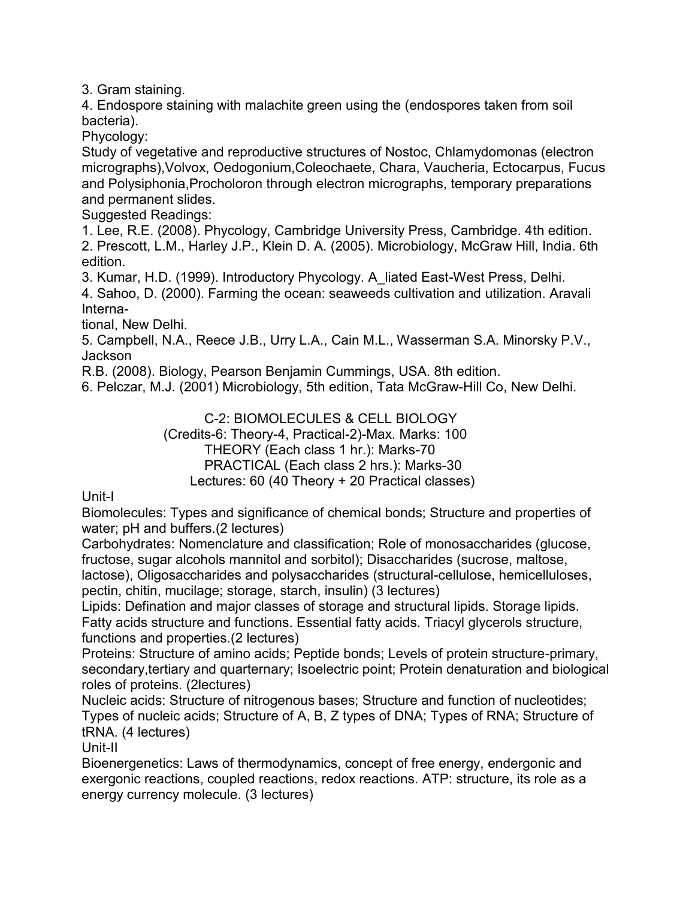3. Gram staining.
4. Endospore staining with malachite green using the (endospores taken from soil bacteria).

Phycology:

Study of vegetative and reproductive structures of Nostoc, Chlamydomonas (electron micrographs),Volvox, Oedogonium,Coleochaete, Chara, Vaucheria, Ectocarpus, Fucus and Polysiphonia,Procholoron through electron micrographs, temporary preparations and permanent slides.

Suggested Readings:

1. Lee, R.E. (2008). Phycology, Cambridge University Press, Cambridge. 4th edition.
2. Prescott, L.M., Harley J.P., Klein D. A. (2005). Microbiology, McGraw Hill, India. 6th edition.
3. Kumar, H.D. (1999). Introductory Phycology. A_liated East-West Press, Delhi.
4. Sahoo, D. (2000). Farming the ocean: seaweeds cultivation and utilization. Aravali Interna-
tional, New Delhi.
5. Campbell, N.A., Reece J.B., Urry L.A., Cain M.L., Wasserman S.A. Minorsky P.V., Jackson
R.B. (2008). Biology, Pearson Benjamin Cummings, USA. 8th edition.
6. Pelczar, M.J. (2001) Microbiology, 5th edition, Tata McGraw-Hill Co, New Delhi.

## C-2: BIOMOLECULES & CELL BIOLOGY

(Credits-6: Theory-4, Practical-2)-Max. Marks: 100
THEORY (Each class 1 hr.): Marks-70
PRACTICAL (Each class 2 hrs.): Marks-30
Lectures: 60 (40 Theory + 20 Practical classes)

### Unit-I

Biomolecules: Types and significance of chemical bonds; Structure and properties of water; pH and buffers.(2 lectures)

Carbohydrates: Nomenclature and classification; Role of monosaccharides (glucose, fructose, sugar alcohols mannitol and sorbitol); Disaccharides (sucrose, maltose, lactose), Oligosaccharides and polysaccharides (structural-cellulose, hemicelluloses, pectin, chitin, mucilage; storage, starch, insulin) (3 lectures)

Lipids: Defination and major classes of storage and structural lipids. Storage lipids. Fatty acids structure and functions. Essential fatty acids. Triacyl glycerols structure, functions and properties.(2 lectures)

Proteins: Structure of amino acids; Peptide bonds; Levels of protein structure-primary, secondary,tertiary and quarternary; Isoelectric point; Protein denaturation and biological roles of proteins. (2lectures)

Nucleic acids: Structure of nitrogenous bases; Structure and function of nucleotides; Types of nucleic acids; Structure of A, B, Z types of DNA; Types of RNA; Structure of tRNA. (4 lectures)

### Unit-II

Bioenergenetics: Laws of thermodynamics, concept of free energy, endergonic and exergonic reactions, coupled reactions, redox reactions. ATP: structure, its role as a energy currency molecule. (3 lectures)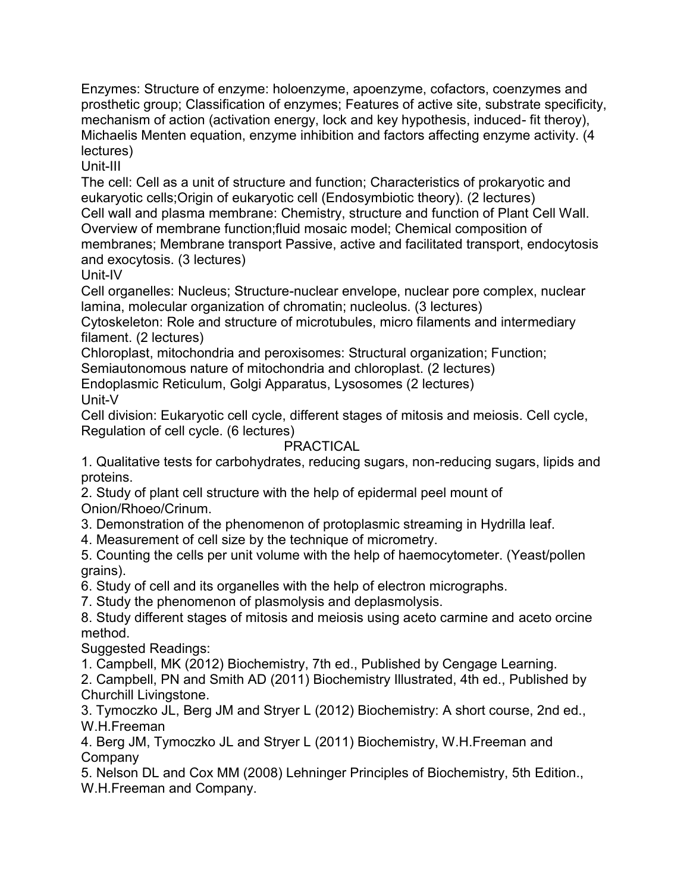Enzymes: Structure of enzyme: holoenzyme, apoenzyme, cofactors, coenzymes and prosthetic group; Classification of enzymes; Features of active site, substrate specificity, mechanism of action (activation energy, lock and key hypothesis, induced- fit theroy), Michaelis Menten equation, enzyme inhibition and factors affecting enzyme activity. (4 lectures)

## Unit-III

The cell: Cell as a unit of structure and function; Characteristics of prokaryotic and eukaryotic cells;Origin of eukaryotic cell (Endosymbiotic theory). (2 lectures)

Cell wall and plasma membrane: Chemistry, structure and function of Plant Cell Wall. Overview of membrane function;fluid mosaic model; Chemical composition of membranes; Membrane transport Passive, active and facilitated transport, endocytosis and exocytosis. (3 lectures)

## Unit-IV

Cell organelles: Nucleus; Structure-nuclear envelope, nuclear pore complex, nuclear lamina, molecular organization of chromatin; nucleolus. (3 lectures)

Cytoskeleton: Role and structure of microtubules, micro filaments and intermediary filament. (2 lectures)

Chloroplast, mitochondria and peroxisomes: Structural organization; Function; Semiautonomous nature of mitochondria and chloroplast. (2 lectures)

Endoplasmic Reticulum, Golgi Apparatus, Lysosomes (2 lectures)

## Unit-V

Cell division: Eukaryotic cell cycle, different stages of mitosis and meiosis. Cell cycle, Regulation of cell cycle. (6 lectures)

## PRACTICAL

1. Qualitative tests for carbohydrates, reducing sugars, non-reducing sugars, lipids and proteins.
2. Study of plant cell structure with the help of epidermal peel mount of Onion/Rhoeo/Crinum.
3. Demonstration of the phenomenon of protoplasmic streaming in Hydrilla leaf.
4. Measurement of cell size by the technique of micrometry.
5. Counting the cells per unit volume with the help of haemocytometer. (Yeast/pollen grains).
6. Study of cell and its organelles with the help of electron micrographs.
7. Study the phenomenon of plasmolysis and deplasmolysis.
8. Study different stages of mitosis and meiosis using aceto carmine and aceto orcine method.

Suggested Readings:

1. Campbell, MK (2012) Biochemistry, 7th ed., Published by Cengage Learning.
2. Campbell, PN and Smith AD (2011) Biochemistry Illustrated, 4th ed., Published by Churchill Livingstone.
3. Tymoczko JL, Berg JM and Stryer L (2012) Biochemistry: A short course, 2nd ed., W.H.Freeman
4. Berg JM, Tymoczko JL and Stryer L (2011) Biochemistry, W.H.Freeman and Company
5. Nelson DL and Cox MM (2008) Lehninger Principles of Biochemistry, 5th Edition., W.H.Freeman and Company.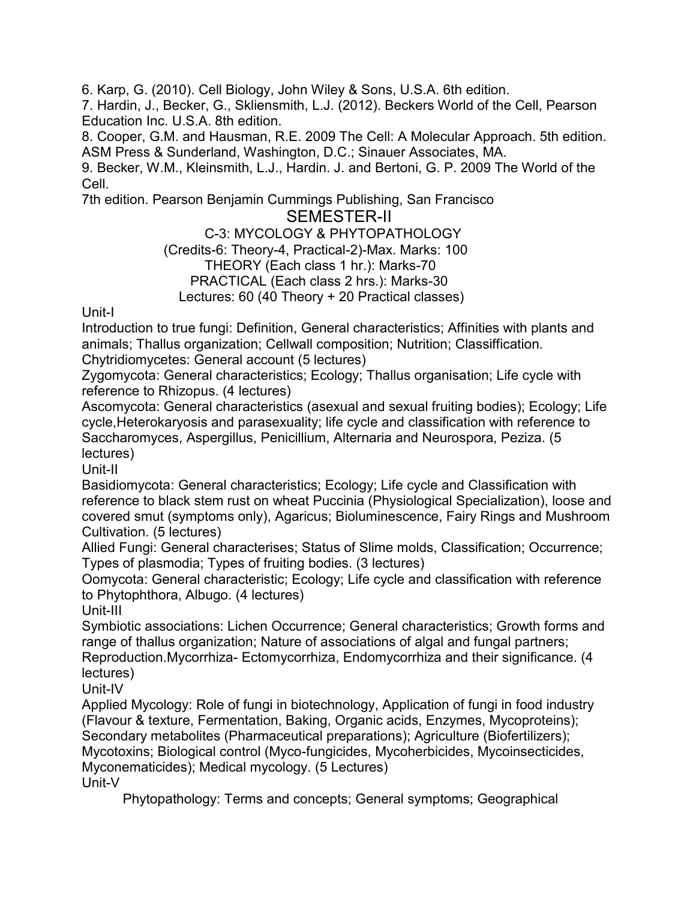6. Karp, G. (2010). Cell Biology, John Wiley & Sons, U.S.A. 6th edition.
7. Hardin, J., Becker, G., Skliensmith, L.J. (2012). Beckers World of the Cell, Pearson Education Inc. U.S.A. 8th edition.
8. Cooper, G.M. and Hausman, R.E. 2009 The Cell: A Molecular Approach. 5th edition. ASM Press & Sunderland, Washington, D.C.; Sinauer Associates, MA.
9. Becker, W.M., Kleinsmith, L.J., Hardin. J. and Bertoni, G. P. 2009 The World of the Cell.
7th edition. Pearson Benjamin Cummings Publishing, San Francisco

## SEMESTER-II

### C-3: MYCOLOGY & PHYTOPATHOLOGY

(Credits-6: Theory-4, Practical-2)-Max. Marks: 100
THEORY (Each class 1 hr.): Marks-70
PRACTICAL (Each class 2 hrs.): Marks-30
Lectures: 60 (40 Theory + 20 Practical classes)

Unit-I

Introduction to true fungi: Definition, General characteristics; Affinities with plants and animals; Thallus organization; Cellwall composition; Nutrition; Classiffication.
Chytridiomycetes: General account (5 lectures)

Zygomycota: General characteristics; Ecology; Thallus organisation; Life cycle with reference to Rhizopus. (4 lectures)

Ascomycota: General characteristics (asexual and sexual fruiting bodies); Ecology; Life cycle,Heterokaryosis and parasexuality; life cycle and classification with reference to Saccharomyces, Aspergillus, Penicillium, Alternaria and Neurospora, Peziza. (5 lectures)

Unit-II

Basidiomycota: General characteristics; Ecology; Life cycle and Classification with reference to black stem rust on wheat Puccinia (Physiological Specialization), loose and covered smut (symptoms only), Agaricus; Bioluminescence, Fairy Rings and Mushroom Cultivation. (5 lectures)

Allied Fungi: General characterises; Status of Slime molds, Classification; Occurrence; Types of plasmodia; Types of fruiting bodies. (3 lectures)

Oomycota: General characteristic; Ecology; Life cycle and classification with reference to Phytophthora, Albugo. (4 lectures)

Unit-III

Symbiotic associations: Lichen Occurrence; General characteristics; Growth forms and range of thallus organization; Nature of associations of algal and fungal partners; Reproduction.Mycorrhiza- Ectomycorrhiza, Endomycorrhiza and their significance. (4 lectures)

Unit-IV

Applied Mycology: Role of fungi in biotechnology, Application of fungi in food industry (Flavour & texture, Fermentation, Baking, Organic acids, Enzymes, Mycoproteins); Secondary metabolites (Pharmaceutical preparations); Agriculture (Biofertilizers); Mycotoxins; Biological control (Myco-fungicides, Mycoherbicides, Mycoinsecticides, Myconematicides); Medical mycology. (5 Lectures)

Unit-V

Phytopathology: Terms and concepts; General symptoms; Geographical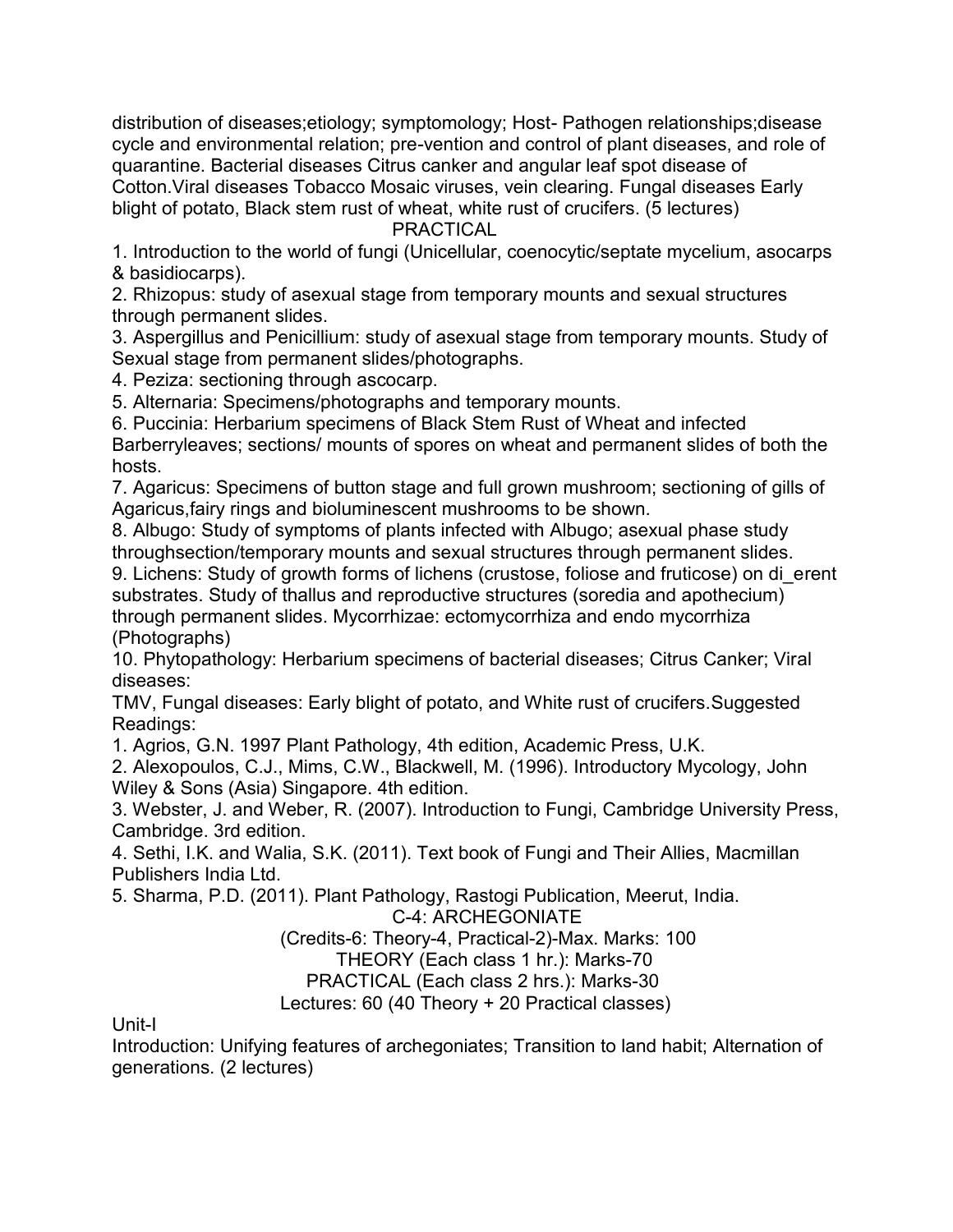distribution of diseases;etiology; symptomology; Host- Pathogen relationships;disease cycle and environmental relation; pre-vention and control of plant diseases, and role of quarantine. Bacterial diseases Citrus canker and angular leaf spot disease of Cotton.Viral diseases Tobacco Mosaic viruses, vein clearing. Fungal diseases Early blight of potato, Black stem rust of wheat, white rust of crucifers. (5 lectures)

PRACTICAL

1. Introduction to the world of fungi (Unicellular, coenocytic/septate mycelium, asocarps & basidiocarps).
2. Rhizopus: study of asexual stage from temporary mounts and sexual structures through permanent slides.
3. Aspergillus and Penicillium: study of asexual stage from temporary mounts. Study of Sexual stage from permanent slides/photographs.
4. Peziza: sectioning through ascocarp.
5. Alternaria: Specimens/photographs and temporary mounts.
6. Puccinia: Herbarium specimens of Black Stem Rust of Wheat and infected Barberryleaves; sections/ mounts of spores on wheat and permanent slides of both the hosts.
7. Agaricus: Specimens of button stage and full grown mushroom; sectioning of gills of Agaricus,fairy rings and bioluminescent mushrooms to be shown.
8. Albugo: Study of symptoms of plants infected with Albugo; asexual phase study throughsection/temporary mounts and sexual structures through permanent slides.
9. Lichens: Study of growth forms of lichens (crustose, foliose and fruticose) on di_erent substrates. Study of thallus and reproductive structures (soredia and apothecium) through permanent slides. Mycorrhizae: ectomycorrhiza and endo mycorrhiza (Photographs)
10. Phytopathology: Herbarium specimens of bacterial diseases; Citrus Canker; Viral diseases:

TMV, Fungal diseases: Early blight of potato, and White rust of crucifers.Suggested Readings:

1. Agrios, G.N. 1997 Plant Pathology, 4th edition, Academic Press, U.K.
2. Alexopoulos, C.J., Mims, C.W., Blackwell, M. (1996). Introductory Mycology, John Wiley & Sons (Asia) Singapore. 4th edition.
3. Webster, J. and Weber, R. (2007). Introduction to Fungi, Cambridge University Press, Cambridge. 3rd edition.
4. Sethi, I.K. and Walia, S.K. (2011). Text book of Fungi and Their Allies, Macmillan Publishers India Ltd.
5. Sharma, P.D. (2011). Plant Pathology, Rastogi Publication, Meerut, India.

## C-4: ARCHEGONIATE

(Credits-6: Theory-4, Practical-2)-Max. Marks: 100

THEORY (Each class 1 hr.): Marks-70

PRACTICAL (Each class 2 hrs.): Marks-30

Lectures: 60 (40 Theory + 20 Practical classes)

Unit-I

Introduction: Unifying features of archegoniates; Transition to land habit; Alternation of generations. (2 lectures)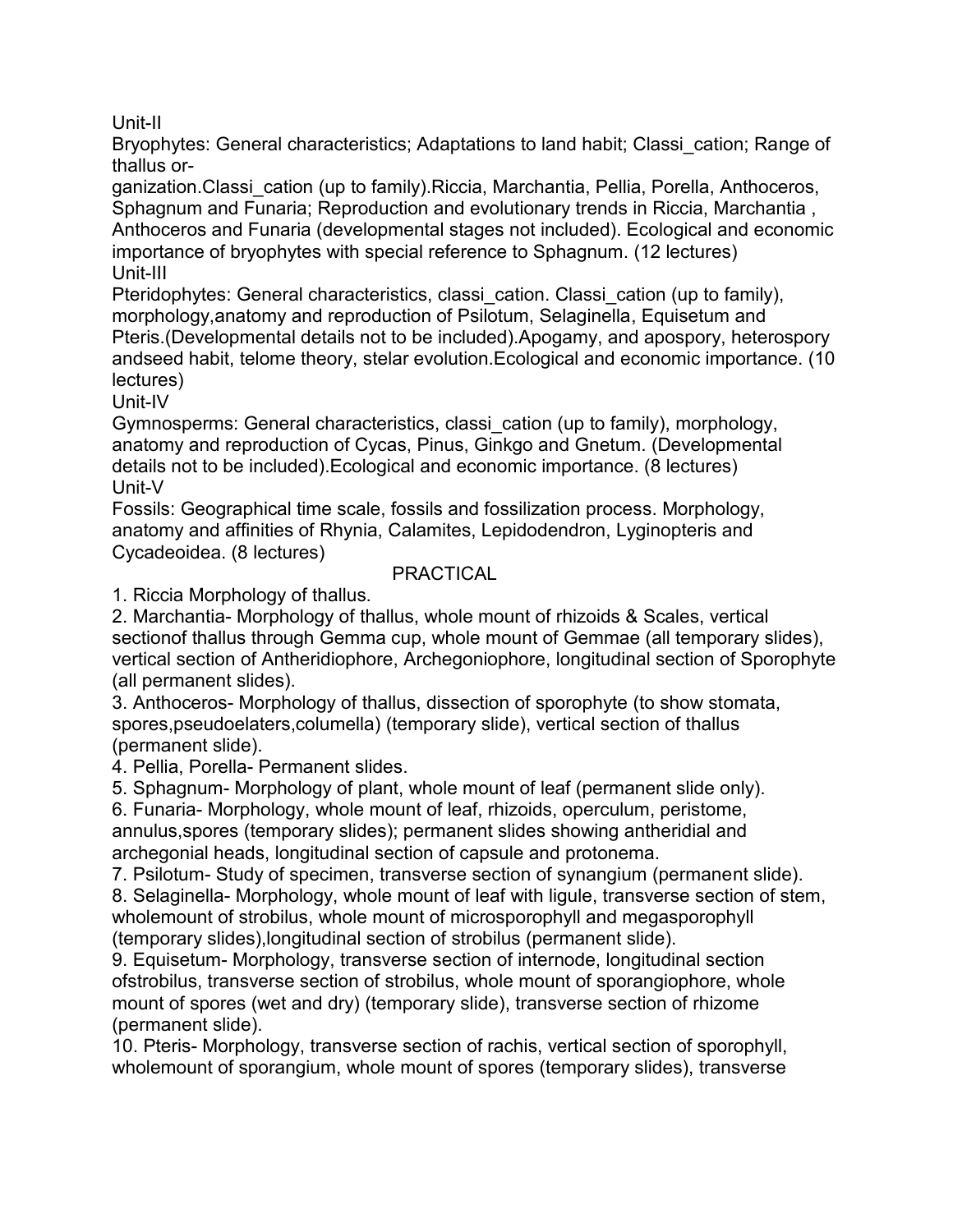Unit-II

Bryophytes: General characteristics; Adaptations to land habit; Classi_cation; Range of thallus or-
ganization.Classi_cation (up to family).Riccia, Marchantia, Pellia, Porella, Anthoceros, Sphagnum and Funaria; Reproduction and evolutionary trends in Riccia, Marchantia , Anthoceros and Funaria (developmental stages not included). Ecological and economic importance of bryophytes with special reference to Sphagnum. (12 lectures)

Unit-III

Pteridophytes: General characteristics, classi_cation. Classi_cation (up to family), morphology,anatomy and reproduction of Psilotum, Selaginella, Equisetum and Pteris.(Developmental details not to be included).Apogamy, and apospory, heterospory andseed habit, telome theory, stelar evolution.Ecological and economic importance. (10 lectures)

Unit-IV

Gymnosperms: General characteristics, classi_cation (up to family), morphology, anatomy and reproduction of Cycas, Pinus, Ginkgo and Gnetum. (Developmental details not to be included).Ecological and economic importance. (8 lectures)

Unit-V

Fossils: Geographical time scale, fossils and fossilization process. Morphology, anatomy and affinities of Rhynia, Calamites, Lepidodendron, Lyginopteris and Cycadeoidea. (8 lectures)

PRACTICAL

1. Riccia Morphology of thallus.
2. Marchantia- Morphology of thallus, whole mount of rhizoids & Scales, vertical sectionof thallus through Gemma cup, whole mount of Gemmae (all temporary slides), vertical section of Antheridiophore, Archegoniophore, longitudinal section of Sporophyte (all permanent slides).
3. Anthoceros- Morphology of thallus, dissection of sporophyte (to show stomata, spores,pseudoelaters,columella) (temporary slide), vertical section of thallus (permanent slide).
4. Pellia, Porella- Permanent slides.
5. Sphagnum- Morphology of plant, whole mount of leaf (permanent slide only).
6. Funaria- Morphology, whole mount of leaf, rhizoids, operculum, peristome, annulus,spores (temporary slides); permanent slides showing antheridial and archegonial heads, longitudinal section of capsule and protonema.
7. Psilotum- Study of specimen, transverse section of synangium (permanent slide).
8. Selaginella- Morphology, whole mount of leaf with ligule, transverse section of stem, wholemount of strobilus, whole mount of microsporophyll and megasporophyll (temporary slides),longitudinal section of strobilus (permanent slide).
9. Equisetum- Morphology, transverse section of internode, longitudinal section ofstrobilus, transverse section of strobilus, whole mount of sporangiophore, whole mount of spores (wet and dry) (temporary slide), transverse section of rhizome (permanent slide).
10. Pteris- Morphology, transverse section of rachis, vertical section of sporophyll, wholemount of sporangium, whole mount of spores (temporary slides), transverse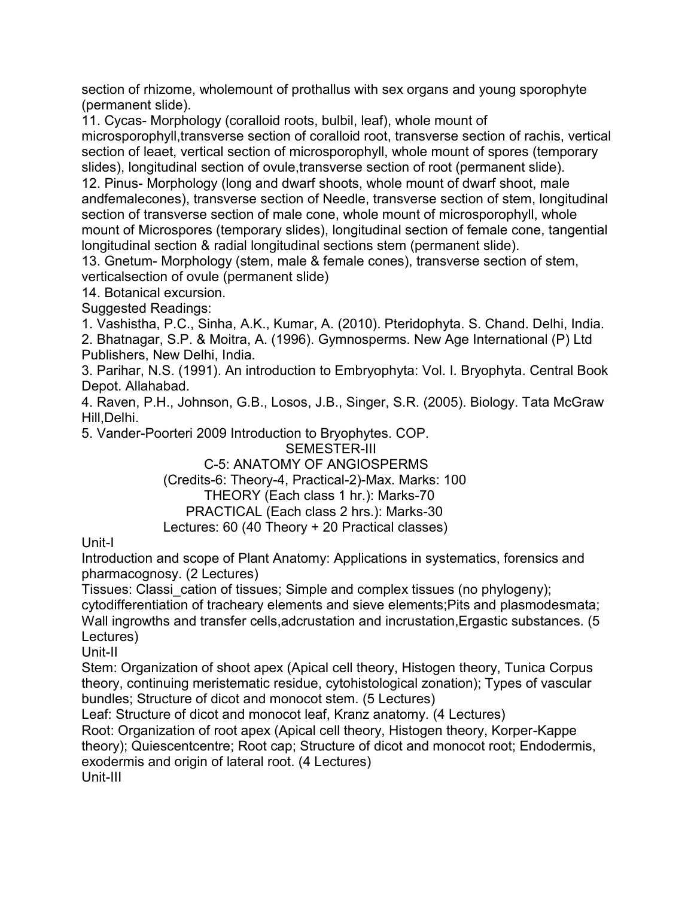section of rhizome, wholemount of prothallus with sex organs and young sporophyte (permanent slide).

11. Cycas- Morphology (coralloid roots, bulbil, leaf), whole mount of microsporophyll,transverse section of coralloid root, transverse section of rachis, vertical section of leaet, vertical section of microsporophyll, whole mount of spores (temporary slides), longitudinal section of ovule,transverse section of root (permanent slide).

12. Pinus- Morphology (long and dwarf shoots, whole mount of dwarf shoot, male andfemalecones), transverse section of Needle, transverse section of stem, longitudinal section of transverse section of male cone, whole mount of microsporophyll, whole mount of Microspores (temporary slides), longitudinal section of female cone, tangential longitudinal section & radial longitudinal sections stem (permanent slide).

13. Gnetum- Morphology (stem, male & female cones), transverse section of stem, verticalsection of ovule (permanent slide)

14. Botanical excursion.

Suggested Readings:

1. Vashistha, P.C., Sinha, A.K., Kumar, A. (2010). Pteridophyta. S. Chand. Delhi, India.
2. Bhatnagar, S.P. & Moitra, A. (1996). Gymnosperms. New Age International (P) Ltd Publishers, New Delhi, India.
3. Parihar, N.S. (1991). An introduction to Embryophyta: Vol. I. Bryophyta. Central Book Depot. Allahabad.
4. Raven, P.H., Johnson, G.B., Losos, J.B., Singer, S.R. (2005). Biology. Tata McGraw Hill,Delhi.
5. Vander-Poorteri 2009 Introduction to Bryophytes. COP.

## SEMESTER-III

## C-5: ANATOMY OF ANGIOSPERMS

(Credits-6: Theory-4, Practical-2)-Max. Marks: 100

THEORY (Each class 1 hr.): Marks-70

PRACTICAL (Each class 2 hrs.): Marks-30

Lectures: 60 (40 Theory + 20 Practical classes)

### Unit-I

Introduction and scope of Plant Anatomy: Applications in systematics, forensics and pharmacognosy. (2 Lectures)

Tissues: Classi_cation of tissues; Simple and complex tissues (no phylogeny); cytodifferentiation of tracheary elements and sieve elements;Pits and plasmodesmata; Wall ingrowths and transfer cells,adcrustation and incrustation,Ergastic substances. (5 Lectures)

### Unit-II

Stem: Organization of shoot apex (Apical cell theory, Histogen theory, Tunica Corpus theory, continuing meristematic residue, cytohistological zonation); Types of vascular bundles; Structure of dicot and monocot stem. (5 Lectures)

Leaf: Structure of dicot and monocot leaf, Kranz anatomy. (4 Lectures)

Root: Organization of root apex (Apical cell theory, Histogen theory, Korper-Kappe theory); Quiescentcentre; Root cap; Structure of dicot and monocot root; Endodermis, exodermis and origin of lateral root. (4 Lectures)

### Unit-III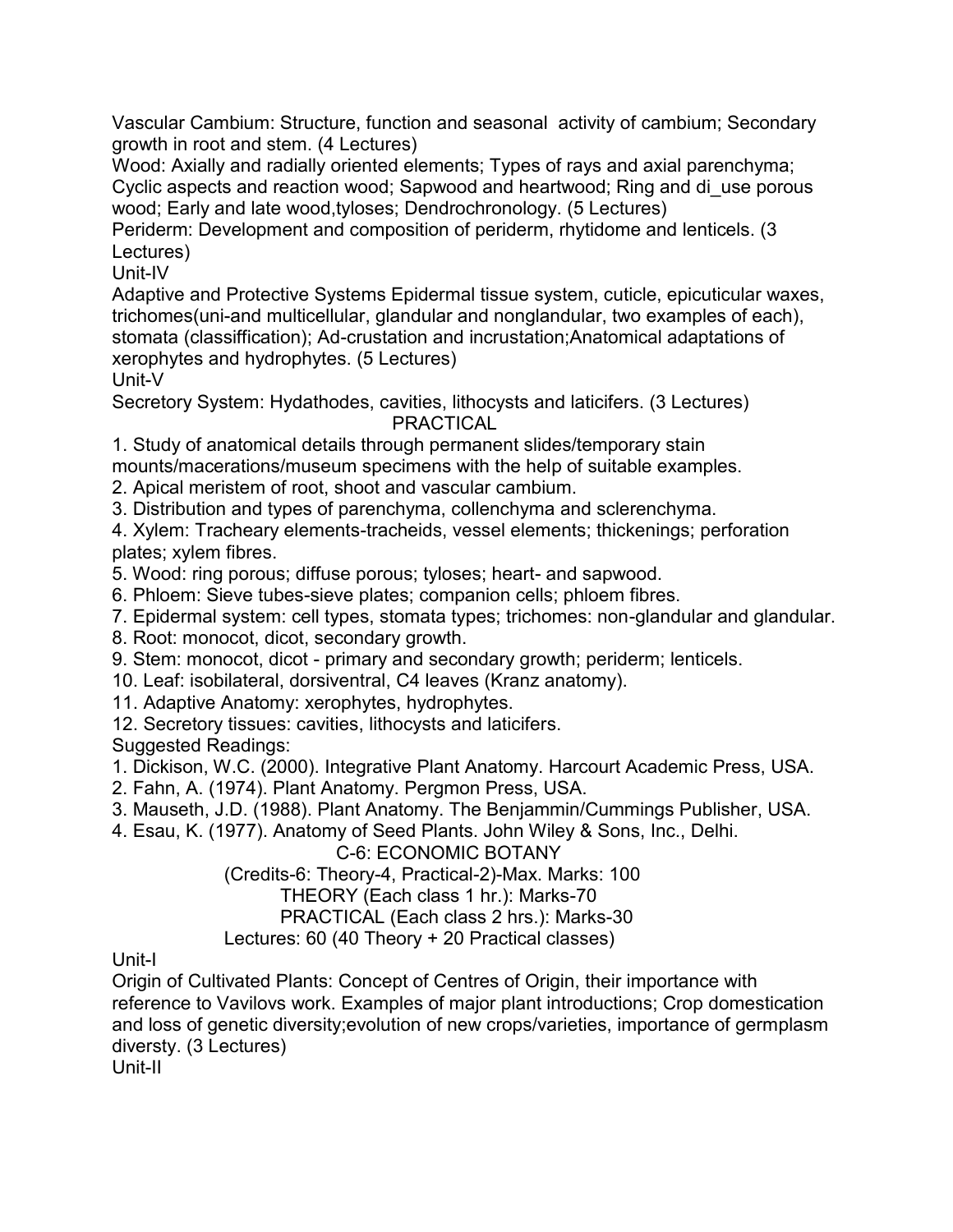Vascular Cambium: Structure, function and seasonal activity of cambium; Secondary growth in root and stem. (4 Lectures)

Wood: Axially and radially oriented elements; Types of rays and axial parenchyma; Cyclic aspects and reaction wood; Sapwood and heartwood; Ring and di_use porous wood; Early and late wood,tyloses; Dendrochronology. (5 Lectures)

Periderm: Development and composition of periderm, rhytidome and lenticels. (3 Lectures)

Unit-IV

Adaptive and Protective Systems Epidermal tissue system, cuticle, epicuticular waxes, trichomes(uni-and multicellular, glandular and nonglandular, two examples of each), stomata (classiffication); Ad-crustation and incrustation;Anatomical adaptations of xerophytes and hydrophytes. (5 Lectures)

Unit-V

Secretory System: Hydathodes, cavities, lithocysts and laticifers. (3 Lectures)

PRACTICAL

1. Study of anatomical details through permanent slides/temporary stain mounts/macerations/museum specimens with the help of suitable examples.
2. Apical meristem of root, shoot and vascular cambium.
3. Distribution and types of parenchyma, collenchyma and sclerenchyma.
4. Xylem: Tracheary elements-tracheids, vessel elements; thickenings; perforation plates; xylem fibres.
5. Wood: ring porous; diffuse porous; tyloses; heart- and sapwood.
6. Phloem: Sieve tubes-sieve plates; companion cells; phloem fibres.
7. Epidermal system: cell types, stomata types; trichomes: non-glandular and glandular.
8. Root: monocot, dicot, secondary growth.
9. Stem: monocot, dicot - primary and secondary growth; periderm; lenticels.
10. Leaf: isobilateral, dorsiventral, C4 leaves (Kranz anatomy).
11. Adaptive Anatomy: xerophytes, hydrophytes.
12. Secretory tissues: cavities, lithocysts and laticifers.

Suggested Readings:

1. Dickison, W.C. (2000). Integrative Plant Anatomy. Harcourt Academic Press, USA.
2. Fahn, A. (1974). Plant Anatomy. Pergmon Press, USA.
3. Mauseth, J.D. (1988). Plant Anatomy. The Benjammin/Cummings Publisher, USA.
4. Esau, K. (1977). Anatomy of Seed Plants. John Wiley & Sons, Inc., Delhi.

C-6: ECONOMIC BOTANY

(Credits-6: Theory-4, Practical-2)-Max. Marks: 100

THEORY (Each class 1 hr.): Marks-70

PRACTICAL (Each class 2 hrs.): Marks-30

Lectures: 60 (40 Theory + 20 Practical classes)

Unit-I

Origin of Cultivated Plants: Concept of Centres of Origin, their importance with reference to Vavilovs work. Examples of major plant introductions; Crop domestication and loss of genetic diversity;evolution of new crops/varieties, importance of germplasm diversty. (3 Lectures)

Unit-II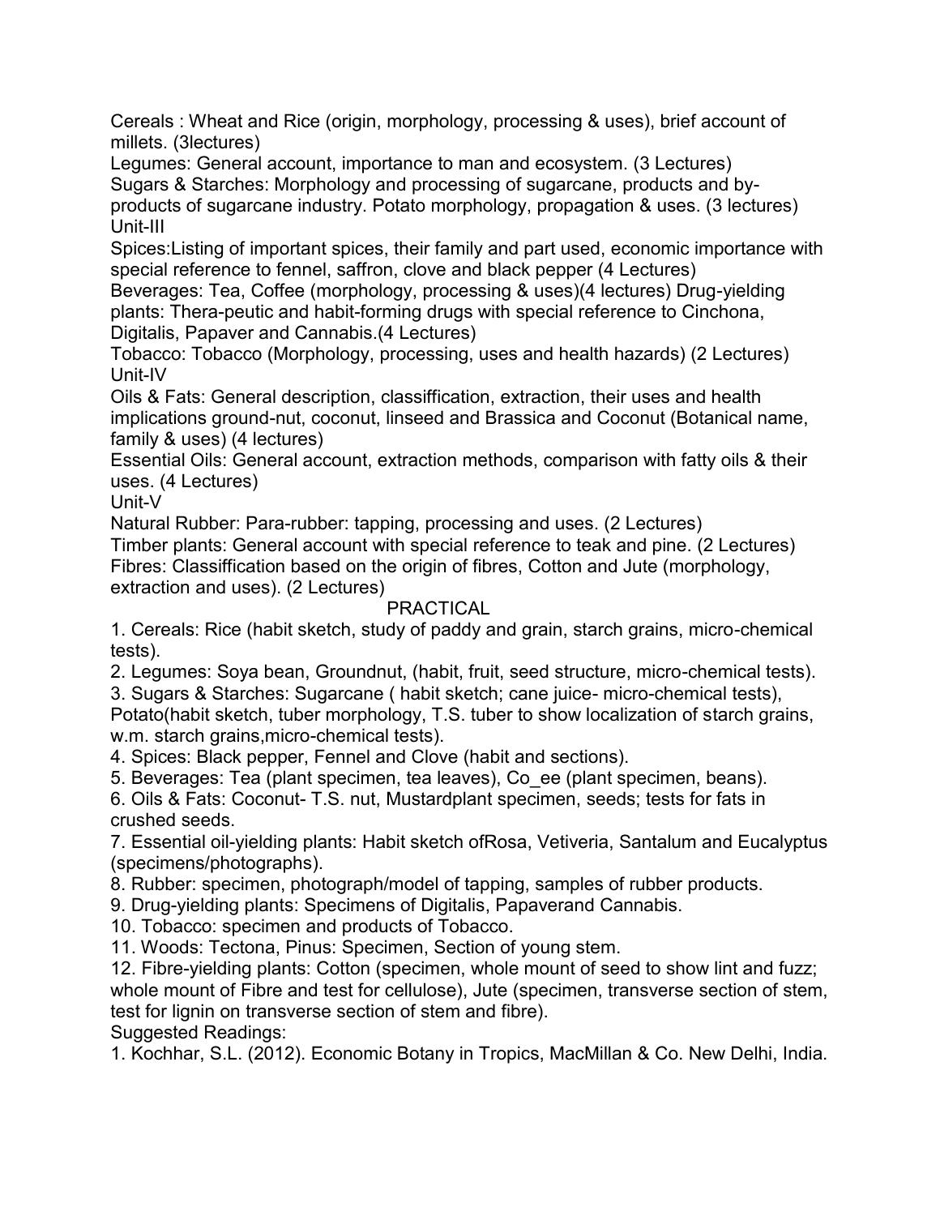Cereals : Wheat and Rice (origin, morphology, processing & uses), brief account of millets. (3lectures)

Legumes: General account, importance to man and ecosystem. (3 Lectures)

Sugars & Starches: Morphology and processing of sugarcane, products and by-products of sugarcane industry. Potato morphology, propagation & uses. (3 lectures)

Unit-III

Spices:Listing of important spices, their family and part used, economic importance with special reference to fennel, saffron, clove and black pepper (4 Lectures)

Beverages: Tea, Coffee (morphology, processing & uses)(4 lectures) Drug-yielding plants: Thera-peutic and habit-forming drugs with special reference to Cinchona, Digitalis, Papaver and Cannabis.(4 Lectures)

Tobacco: Tobacco (Morphology, processing, uses and health hazards) (2 Lectures)

Unit-IV

Oils & Fats: General description, classiffication, extraction, their uses and health implications ground-nut, coconut, linseed and Brassica and Coconut (Botanical name, family & uses) (4 lectures)

Essential Oils: General account, extraction methods, comparison with fatty oils & their uses. (4 Lectures)

Unit-V

Natural Rubber: Para-rubber: tapping, processing and uses. (2 Lectures)

Timber plants: General account with special reference to teak and pine. (2 Lectures)

Fibres: Classiffication based on the origin of fibres, Cotton and Jute (morphology, extraction and uses). (2 Lectures)

## PRACTICAL

1. Cereals: Rice (habit sketch, study of paddy and grain, starch grains, micro-chemical tests).
2. Legumes: Soya bean, Groundnut, (habit, fruit, seed structure, micro-chemical tests).
3. Sugars & Starches: Sugarcane ( habit sketch; cane juice- micro-chemical tests), Potato(habit sketch, tuber morphology, T.S. tuber to show localization of starch grains, w.m. starch grains,micro-chemical tests).
4. Spices: Black pepper, Fennel and Clove (habit and sections).
5. Beverages: Tea (plant specimen, tea leaves), Co_ee (plant specimen, beans).
6. Oils & Fats: Coconut- T.S. nut, Mustardplant specimen, seeds; tests for fats in crushed seeds.
7. Essential oil-yielding plants: Habit sketch ofRosa, Vetiveria, Santalum and Eucalyptus (specimens/photographs).
8. Rubber: specimen, photograph/model of tapping, samples of rubber products.
9. Drug-yielding plants: Specimens of Digitalis, Papaverand Cannabis.
10. Tobacco: specimen and products of Tobacco.
11. Woods: Tectona, Pinus: Specimen, Section of young stem.
12. Fibre-yielding plants: Cotton (specimen, whole mount of seed to show lint and fuzz; whole mount of Fibre and test for cellulose), Jute (specimen, transverse section of stem, test for lignin on transverse section of stem and fibre).

Suggested Readings:

1. Kochhar, S.L. (2012). Economic Botany in Tropics, MacMillan & Co. New Delhi, India.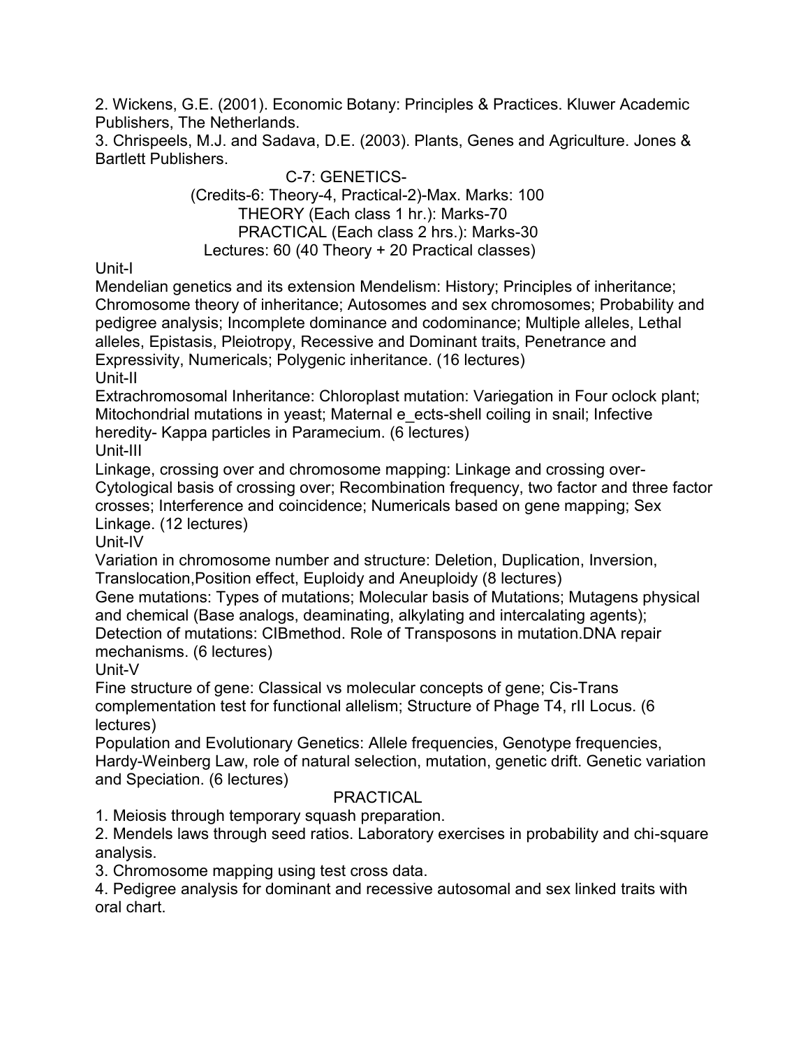2. Wickens, G.E. (2001). Economic Botany: Principles & Practices. Kluwer Academic Publishers, The Netherlands.

3. Chrispeels, M.J. and Sadava, D.E. (2003). Plants, Genes and Agriculture. Jones & Bartlett Publishers.

## C-7: GENETICS-

(Credits-6: Theory-4, Practical-2)-Max. Marks: 100

THEORY (Each class 1 hr.): Marks-70

PRACTICAL (Each class 2 hrs.): Marks-30

Lectures: 60 (40 Theory + 20 Practical classes)

### Unit-I

Mendelian genetics and its extension Mendelism: History; Principles of inheritance; Chromosome theory of inheritance; Autosomes and sex chromosomes; Probability and pedigree analysis; Incomplete dominance and codominance; Multiple alleles, Lethal alleles, Epistasis, Pleiotropy, Recessive and Dominant traits, Penetrance and Expressivity, Numericals; Polygenic inheritance. (16 lectures)

### Unit-II

Extrachromosomal Inheritance: Chloroplast mutation: Variegation in Four oclock plant; Mitochondrial mutations in yeast; Maternal e_ects-shell coiling in snail; Infective heredity- Kappa particles in Paramecium. (6 lectures)

### Unit-III

Linkage, crossing over and chromosome mapping: Linkage and crossing over-Cytological basis of crossing over; Recombination frequency, two factor and three factor crosses; Interference and coincidence; Numericals based on gene mapping; Sex Linkage. (12 lectures)

### Unit-IV

Variation in chromosome number and structure: Deletion, Duplication, Inversion, Translocation,Position effect, Euploidy and Aneuploidy (8 lectures)

Gene mutations: Types of mutations; Molecular basis of Mutations; Mutagens physical and chemical (Base analogs, deaminating, alkylating and intercalating agents); Detection of mutations: ClBmethod. Role of Transposons in mutation.DNA repair mechanisms. (6 lectures)

### Unit-V

Fine structure of gene: Classical vs molecular concepts of gene; Cis-Trans complementation test for functional allelism; Structure of Phage T4, rII Locus. (6 lectures)

Population and Evolutionary Genetics: Allele frequencies, Genotype frequencies, Hardy-Weinberg Law, role of natural selection, mutation, genetic drift. Genetic variation and Speciation. (6 lectures)

### PRACTICAL

1. Meiosis through temporary squash preparation.
2. Mendels laws through seed ratios. Laboratory exercises in probability and chi-square analysis.
3. Chromosome mapping using test cross data.
4. Pedigree analysis for dominant and recessive autosomal and sex linked traits with oral chart.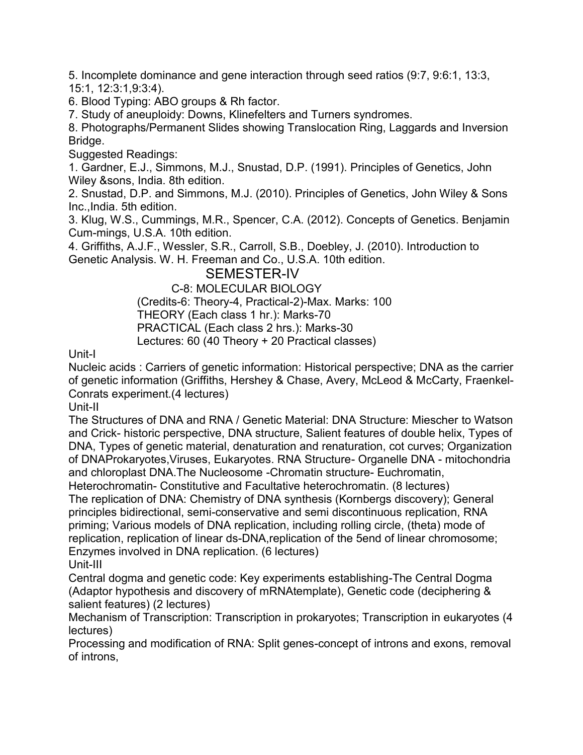5. Incomplete dominance and gene interaction through seed ratios (9:7, 9:6:1, 13:3, 15:1, 12:3:1,9:3:4).
6. Blood Typing: ABO groups & Rh factor.
7. Study of aneuploidy: Downs, Klinefelters and Turners syndromes.
8. Photographs/Permanent Slides showing Translocation Ring, Laggards and Inversion Bridge.

Suggested Readings:

1. Gardner, E.J., Simmons, M.J., Snustad, D.P. (1991). Principles of Genetics, John Wiley &sons, India. 8th edition.
2. Snustad, D.P. and Simmons, M.J. (2010). Principles of Genetics, John Wiley & Sons Inc.,India. 5th edition.
3. Klug, W.S., Cummings, M.R., Spencer, C.A. (2012). Concepts of Genetics. Benjamin Cum-mings, U.S.A. 10th edition.
4. Griffiths, A.J.F., Wessler, S.R., Carroll, S.B., Doebley, J. (2010). Introduction to Genetic Analysis. W. H. Freeman and Co., U.S.A. 10th edition.

# SEMESTER-IV

## C-8: MOLECULAR BIOLOGY

(Credits-6: Theory-4, Practical-2)-Max. Marks: 100
THEORY (Each class 1 hr.): Marks-70
PRACTICAL (Each class 2 hrs.): Marks-30
Lectures: 60 (40 Theory + 20 Practical classes)

### Unit-I

Nucleic acids : Carriers of genetic information: Historical perspective; DNA as the carrier of genetic information (Griffiths, Hershey & Chase, Avery, McLeod & McCarty, Fraenkel-Conrats experiment.(4 lectures)

### Unit-II

The Structures of DNA and RNA / Genetic Material: DNA Structure: Miescher to Watson and Crick- historic perspective, DNA structure, Salient features of double helix, Types of DNA, Types of genetic material, denaturation and renaturation, cot curves; Organization of DNAProkaryotes,Viruses, Eukaryotes. RNA Structure- Organelle DNA - mitochondria and chloroplast DNA.The Nucleosome -Chromatin structure- Euchromatin, Heterochromatin- Constitutive and Facultative heterochromatin. (8 lectures)

The replication of DNA: Chemistry of DNA synthesis (Kornbergs discovery); General principles bidirectional, semi-conservative and semi discontinuous replication, RNA priming; Various models of DNA replication, including rolling circle, (theta) mode of replication, replication of linear ds-DNA,replication of the 5end of linear chromosome; Enzymes involved in DNA replication. (6 lectures)

### Unit-III

Central dogma and genetic code: Key experiments establishing-The Central Dogma (Adaptor hypothesis and discovery of mRNAtemplate), Genetic code (deciphering & salient features) (2 lectures)

Mechanism of Transcription: Transcription in prokaryotes; Transcription in eukaryotes (4 lectures)

Processing and modification of RNA: Split genes-concept of introns and exons, removal of introns,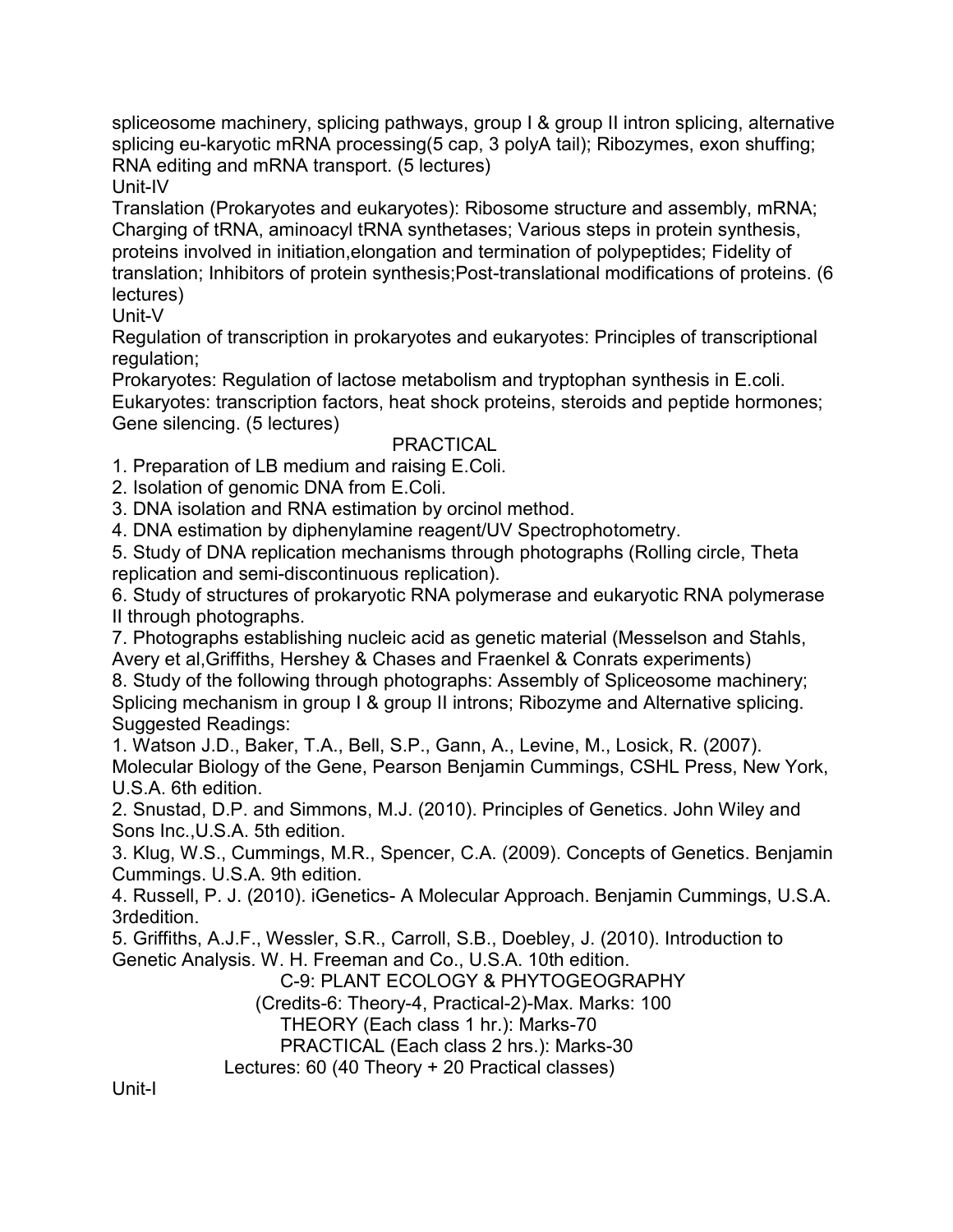spliceosome machinery, splicing pathways, group I & group II intron splicing, alternative splicing eu-karyotic mRNA processing(5 cap, 3 polyA tail); Ribozymes, exon shuffling; RNA editing and mRNA transport. (5 lectures)

Unit-IV

Translation (Prokaryotes and eukaryotes): Ribosome structure and assembly, mRNA; Charging of tRNA, aminoacyl tRNA synthetases; Various steps in protein synthesis, proteins involved in initiation,elongation and termination of polypeptides; Fidelity of translation; Inhibitors of protein synthesis;Post-translational modifications of proteins. (6 lectures)

Unit-V

Regulation of transcription in prokaryotes and eukaryotes: Principles of transcriptional regulation;

Prokaryotes: Regulation of lactose metabolism and tryptophan synthesis in E.coli.

Eukaryotes: transcription factors, heat shock proteins, steroids and peptide hormones; Gene silencing. (5 lectures)

## PRACTICAL

1. Preparation of LB medium and raising E.Coli.
2. Isolation of genomic DNA from E.Coli.
3. DNA isolation and RNA estimation by orcinol method.
4. DNA estimation by diphenylamine reagent/UV Spectrophotometry.
5. Study of DNA replication mechanisms through photographs (Rolling circle, Theta replication and semi-discontinuous replication).
6. Study of structures of prokaryotic RNA polymerase and eukaryotic RNA polymerase II through photographs.
7. Photographs establishing nucleic acid as genetic material (Messelson and Stahls, Avery et al,Griffiths, Hershey & Chases and Fraenkel & Conrats experiments)
8. Study of the following through photographs: Assembly of Spliceosome machinery; Splicing mechanism in group I & group II introns; Ribozyme and Alternative splicing.

Suggested Readings:

1. Watson J.D., Baker, T.A., Bell, S.P., Gann, A., Levine, M., Losick, R. (2007). Molecular Biology of the Gene, Pearson Benjamin Cummings, CSHL Press, New York, U.S.A. 6th edition.
2. Snustad, D.P. and Simmons, M.J. (2010). Principles of Genetics. John Wiley and Sons Inc.,U.S.A. 5th edition.
3. Klug, W.S., Cummings, M.R., Spencer, C.A. (2009). Concepts of Genetics. Benjamin Cummings. U.S.A. 9th edition.
4. Russell, P. J. (2010). iGenetics- A Molecular Approach. Benjamin Cummings, U.S.A. 3rdedition.
5. Griffiths, A.J.F., Wessler, S.R., Carroll, S.B., Doebley, J. (2010). Introduction to Genetic Analysis. W. H. Freeman and Co., U.S.A. 10th edition.

## C-9: PLANT ECOLOGY & PHYTOGEOGRAPHY

(Credits-6: Theory-4, Practical-2)-Max. Marks: 100

THEORY (Each class 1 hr.): Marks-70

PRACTICAL (Each class 2 hrs.): Marks-30

Lectures: 60 (40 Theory + 20 Practical classes)

Unit-I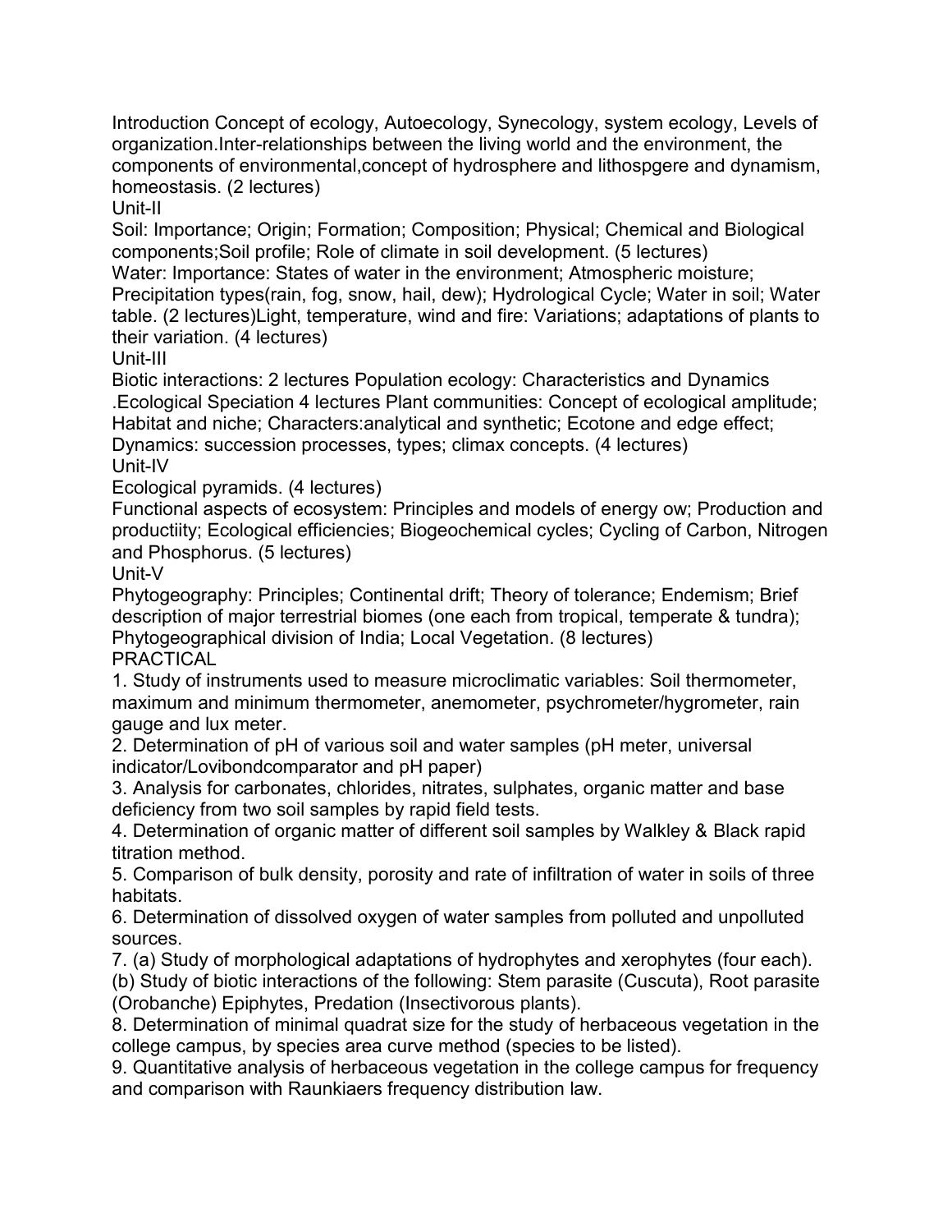Introduction Concept of ecology, Autoecology, Synecology, system ecology, Levels of organization.Inter-relationships between the living world and the environment, the components of environmental,concept of hydrosphere and lithospgere and dynamism, homeostasis. (2 lectures)

Unit-II

Soil: Importance; Origin; Formation; Composition; Physical; Chemical and Biological components;Soil profile; Role of climate in soil development. (5 lectures)

Water: Importance: States of water in the environment; Atmospheric moisture; Precipitation types(rain, fog, snow, hail, dew); Hydrological Cycle; Water in soil; Water table. (2 lectures)Light, temperature, wind and fire: Variations; adaptations of plants to their variation. (4 lectures)

Unit-III

Biotic interactions: 2 lectures Population ecology: Characteristics and Dynamics .Ecological Speciation 4 lectures Plant communities: Concept of ecological amplitude; Habitat and niche; Characters:analytical and synthetic; Ecotone and edge effect; Dynamics: succession processes, types; climax concepts. (4 lectures)

Unit-IV

Ecological pyramids. (4 lectures)

Functional aspects of ecosystem: Principles and models of energy ow; Production and productiity; Ecological efficiencies; Biogeochemical cycles; Cycling of Carbon, Nitrogen and Phosphorus. (5 lectures)

Unit-V

Phytogeography: Principles; Continental drift; Theory of tolerance; Endemism; Brief description of major terrestrial biomes (one each from tropical, temperate & tundra); Phytogeographical division of India; Local Vegetation. (8 lectures)

PRACTICAL

1. Study of instruments used to measure microclimatic variables: Soil thermometer, maximum and minimum thermometer, anemometer, psychrometer/hygrometer, rain gauge and lux meter.
2. Determination of pH of various soil and water samples (pH meter, universal indicator/Lovibondcomparator and pH paper)
3. Analysis for carbonates, chlorides, nitrates, sulphates, organic matter and base deficiency from two soil samples by rapid field tests.
4. Determination of organic matter of different soil samples by Walkley & Black rapid titration method.
5. Comparison of bulk density, porosity and rate of infiltration of water in soils of three habitats.
6. Determination of dissolved oxygen of water samples from polluted and unpolluted sources.
7. (a) Study of morphological adaptations of hydrophytes and xerophytes (four each).
   (b) Study of biotic interactions of the following: Stem parasite (Cuscuta), Root parasite (Orobanche) Epiphytes, Predation (Insectivorous plants).
8. Determination of minimal quadrat size for the study of herbaceous vegetation in the college campus, by species area curve method (species to be listed).
9. Quantitative analysis of herbaceous vegetation in the college campus for frequency and comparison with Raunkiaers frequency distribution law.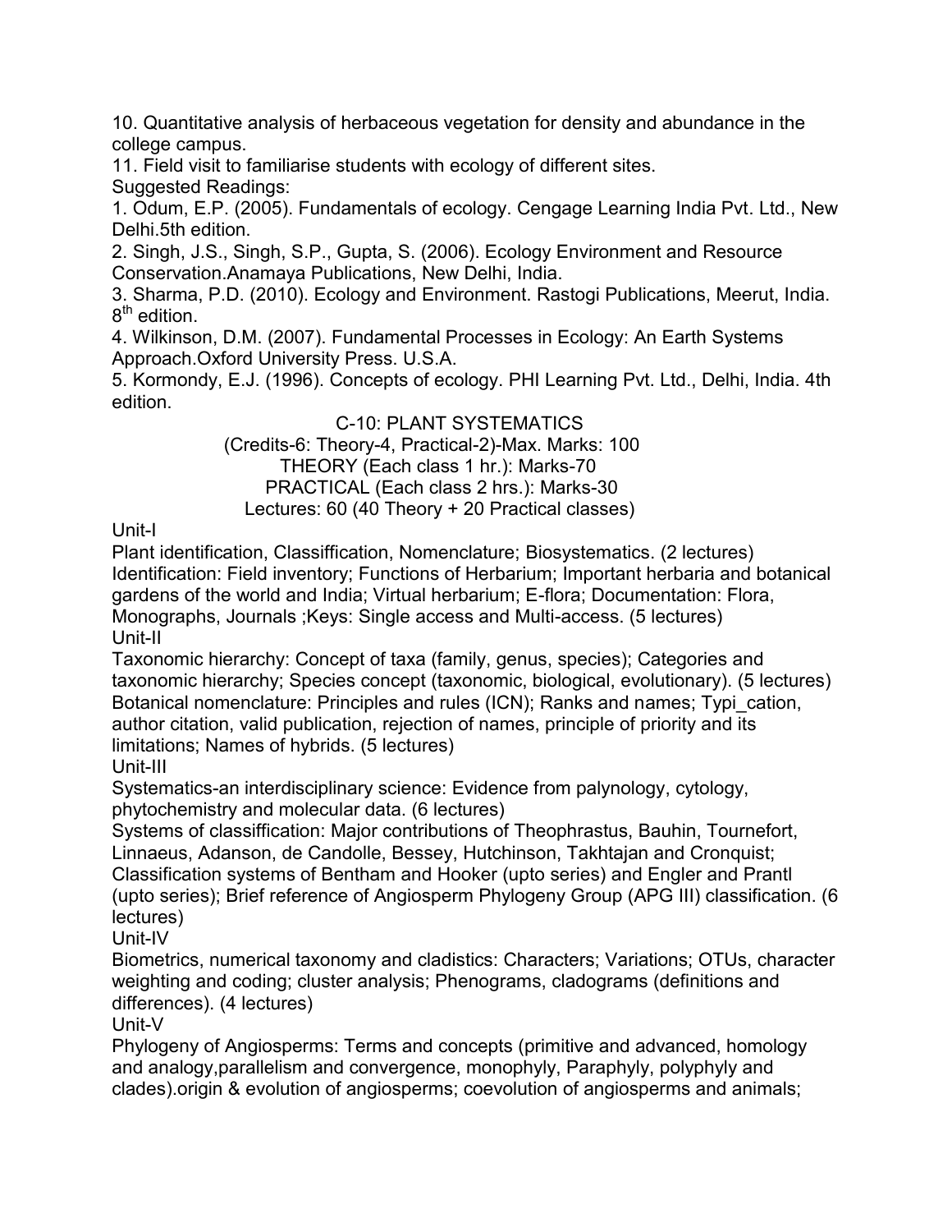10. Quantitative analysis of herbaceous vegetation for density and abundance in the college campus.

11. Field visit to familiarise students with ecology of different sites.

Suggested Readings:

1. Odum, E.P. (2005). Fundamentals of ecology. Cengage Learning India Pvt. Ltd., New Delhi.5th edition.
2. Singh, J.S., Singh, S.P., Gupta, S. (2006). Ecology Environment and Resource Conservation.Anamaya Publications, New Delhi, India.
3. Sharma, P.D. (2010). Ecology and Environment. Rastogi Publications, Meerut, India. 8th edition.
4. Wilkinson, D.M. (2007). Fundamental Processes in Ecology: An Earth Systems Approach.Oxford University Press. U.S.A.
5. Kormondy, E.J. (1996). Concepts of ecology. PHI Learning Pvt. Ltd., Delhi, India. 4th edition.

## C-10: PLANT SYSTEMATICS

(Credits-6: Theory-4, Practical-2)-Max. Marks: 100

THEORY (Each class 1 hr.): Marks-70

PRACTICAL (Each class 2 hrs.): Marks-30

Lectures: 60 (40 Theory + 20 Practical classes)

### Unit-I

Plant identification, Classiffication, Nomenclature; Biosystematics. (2 lectures)

Identification: Field inventory; Functions of Herbarium; Important herbaria and botanical gardens of the world and India; Virtual herbarium; E-flora; Documentation: Flora, Monographs, Journals ;Keys: Single access and Multi-access. (5 lectures)

### Unit-II

Taxonomic hierarchy: Concept of taxa (family, genus, species); Categories and taxonomic hierarchy; Species concept (taxonomic, biological, evolutionary). (5 lectures)

Botanical nomenclature: Principles and rules (ICN); Ranks and names; Typi_cation, author citation, valid publication, rejection of names, principle of priority and its limitations; Names of hybrids. (5 lectures)

### Unit-III

Systematics-an interdisciplinary science: Evidence from palynology, cytology, phytochemistry and molecular data. (6 lectures)

Systems of classiffication: Major contributions of Theophrastus, Bauhin, Tournefort, Linnaeus, Adanson, de Candolle, Bessey, Hutchinson, Takhtajan and Cronquist; Classification systems of Bentham and Hooker (upto series) and Engler and Prantl (upto series); Brief reference of Angiosperm Phylogeny Group (APG III) classification. (6 lectures)

### Unit-IV

Biometrics, numerical taxonomy and cladistics: Characters; Variations; OTUs, character weighting and coding; cluster analysis; Phenograms, cladograms (definitions and differences). (4 lectures)

### Unit-V

Phylogeny of Angiosperms: Terms and concepts (primitive and advanced, homology and analogy,parallelism and convergence, monophyly, Paraphyly, polyphyly and clades).origin & evolution of angiosperms; coevolution of angiosperms and animals;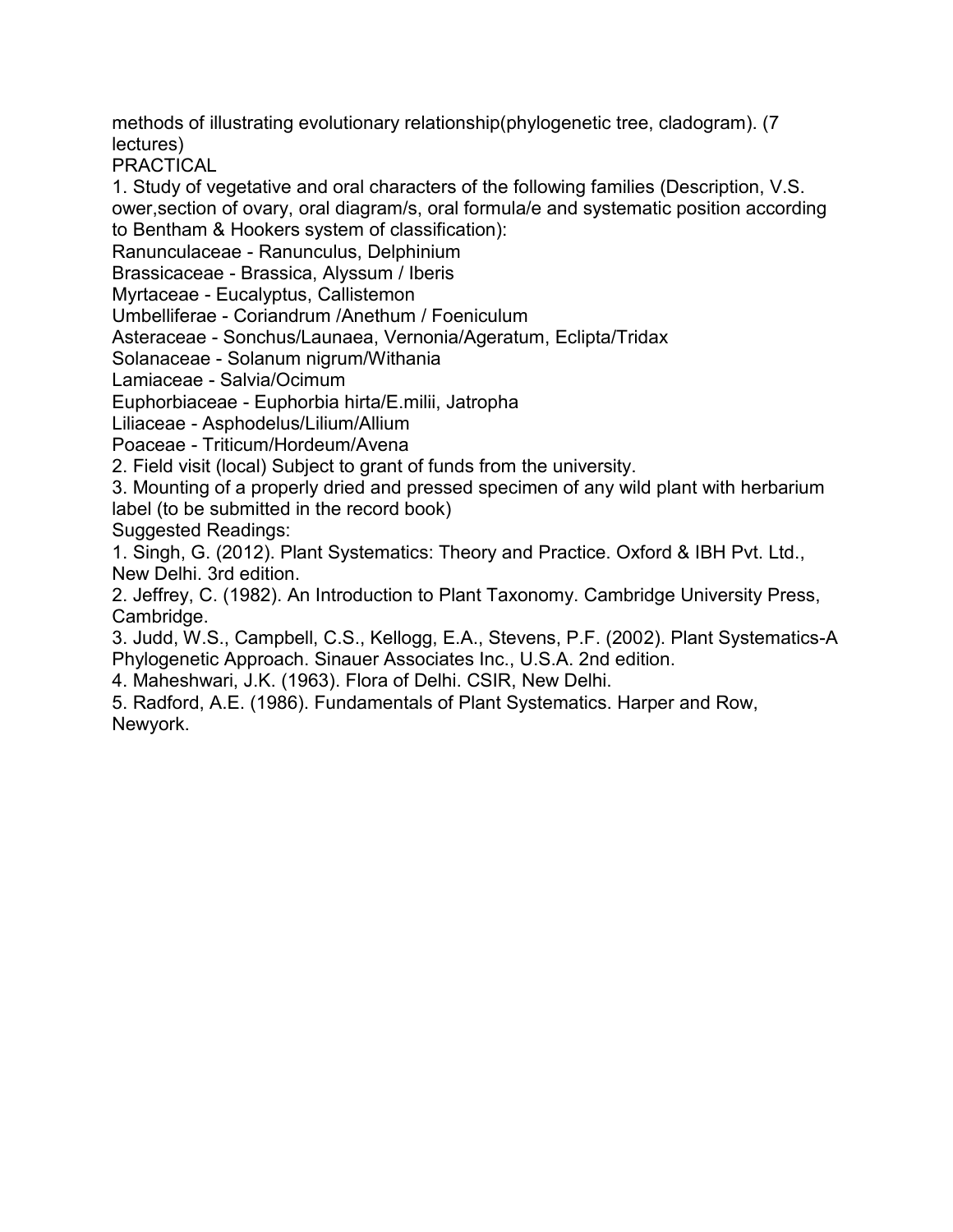methods of illustrating evolutionary relationship(phylogenetic tree, cladogram). (7 lectures)

PRACTICAL

1. Study of vegetative and oral characters of the following families (Description, V.S. ower,section of ovary, oral diagram/s, oral formula/e and systematic position according to Bentham & Hookers system of classification):

Ranunculaceae - Ranunculus, Delphinium

Brassicaceae - Brassica, Alyssum / Iberis

Myrtaceae - Eucalyptus, Callistemon

Umbelliferae - Coriandrum /Anethum / Foeniculum

Asteraceae - Sonchus/Launaea, Vernonia/Ageratum, Eclipta/Tridax

Solanaceae - Solanum nigrum/Withania

Lamiaceae - Salvia/Ocimum

Euphorbiaceae - Euphorbia hirta/E.milii, Jatropha

Liliaceae - Asphodelus/Lilium/Allium

Poaceae - Triticum/Hordeum/Avena

2. Field visit (local) Subject to grant of funds from the university.

3. Mounting of a properly dried and pressed specimen of any wild plant with herbarium label (to be submitted in the record book)

Suggested Readings:

1. Singh, G. (2012). Plant Systematics: Theory and Practice. Oxford & IBH Pvt. Ltd., New Delhi. 3rd edition.
2. Jeffrey, C. (1982). An Introduction to Plant Taxonomy. Cambridge University Press, Cambridge.
3. Judd, W.S., Campbell, C.S., Kellogg, E.A., Stevens, P.F. (2002). Plant Systematics-A Phylogenetic Approach. Sinauer Associates Inc., U.S.A. 2nd edition.
4. Maheshwari, J.K. (1963). Flora of Delhi. CSIR, New Delhi.
5. Radford, A.E. (1986). Fundamentals of Plant Systematics. Harper and Row, Newyork.